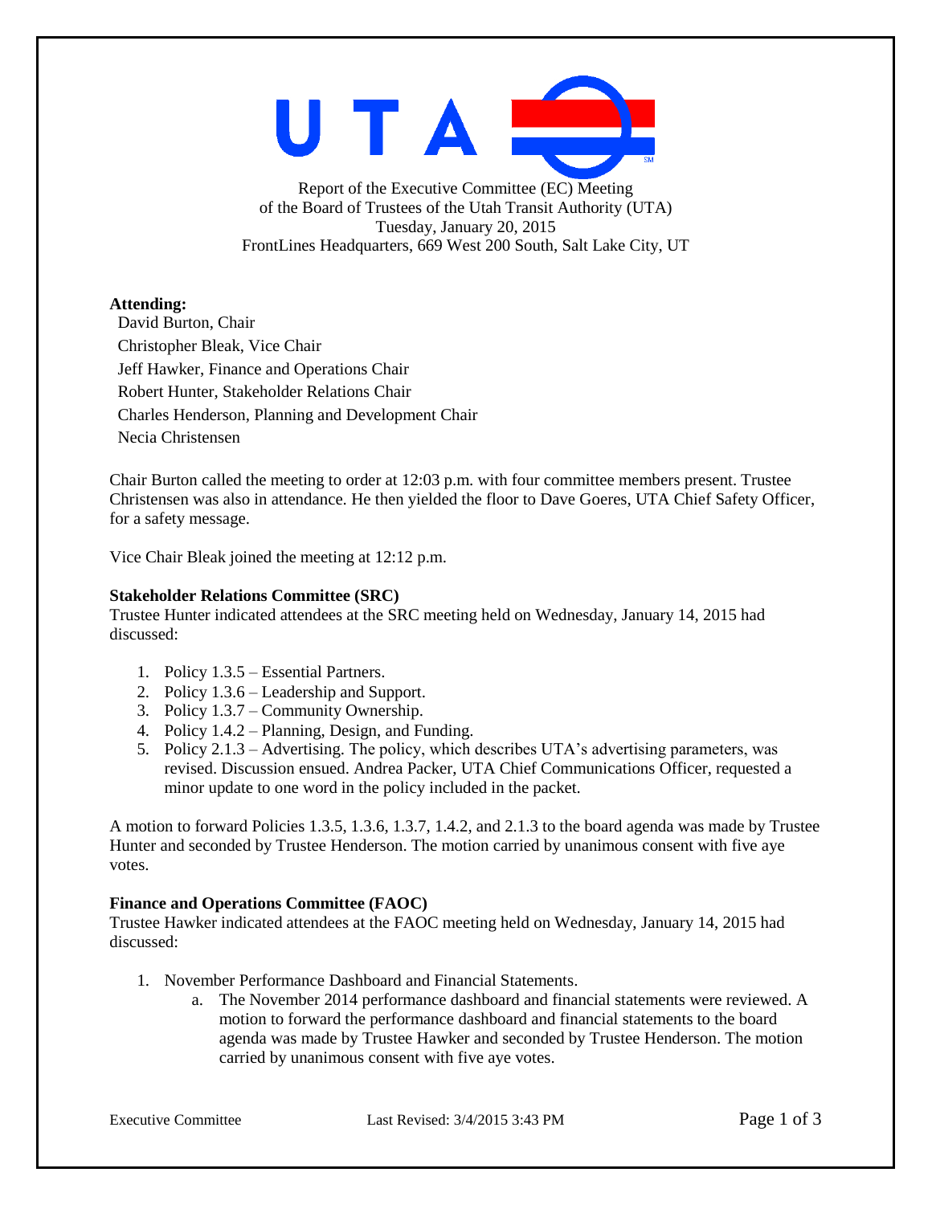Report of the Executive Committee (EC) Meeting
of the Board of Trustees of the Utah Transit Authority (UTA)
Tuesday, January 20, 2015
FrontLines Headquarters, 669 West 200 South, Salt Lake City, UT

**Attending:**

David Burton, Chair
Christopher Bleak, Vice Chair
Jeff Hawker, Finance and Operations Chair
Robert Hunter, Stakeholder Relations Chair
Charles Henderson, Planning and Development Chair
Necia Christensen

Chair Burton called the meeting to order at 12:03 p.m. with four committee members present. Trustee Christensen was also in attendance. He then yielded the floor to Dave Goeres, UTA Chief Safety Officer, for a safety message.

Vice Chair Bleak joined the meeting at 12:12 p.m.

**Stakeholder Relations Committee (SRC)**

Trustee Hunter indicated attendees at the SRC meeting held on Wednesday, January 14, 2015 had discussed:

1. Policy 1.3.5 – Essential Partners.
2. Policy 1.3.6 – Leadership and Support.
3. Policy 1.3.7 – Community Ownership.
4. Policy 1.4.2 – Planning, Design, and Funding.
5. Policy 2.1.3 – Advertising. The policy, which describes UTA's advertising parameters, was revised. Discussion ensued. Andrea Packer, UTA Chief Communications Officer, requested a minor update to one word in the policy included in the packet.

A motion to forward Policies 1.3.5, 1.3.6, 1.3.7, 1.4.2, and 2.1.3 to the board agenda was made by Trustee Hunter and seconded by Trustee Henderson. The motion carried by unanimous consent with five aye votes.

**Finance and Operations Committee (FAOC)**

Trustee Hawker indicated attendees at the FAOC meeting held on Wednesday, January 14, 2015 had discussed:

1. November Performance Dashboard and Financial Statements.
   a. The November 2014 performance dashboard and financial statements were reviewed. A motion to forward the performance dashboard and financial statements to the board agenda was made by Trustee Hawker and seconded by Trustee Henderson. The motion carried by unanimous consent with five aye votes.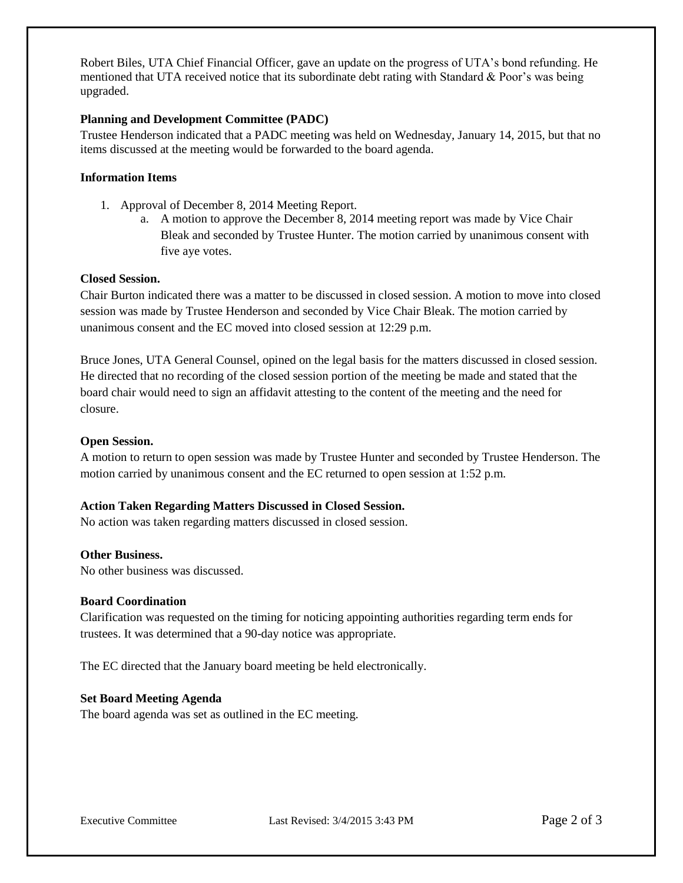Robert Biles, UTA Chief Financial Officer, gave an update on the progress of UTA's bond refunding. He mentioned that UTA received notice that its subordinate debt rating with Standard & Poor's was being upgraded.

**Planning and Development Committee (PADC)**

Trustee Henderson indicated that a PADC meeting was held on Wednesday, January 14, 2015, but that no items discussed at the meeting would be forwarded to the board agenda.

**Information Items**

1. Approval of December 8, 2014 Meeting Report.
   a. A motion to approve the December 8, 2014 meeting report was made by Vice Chair Bleak and seconded by Trustee Hunter. The motion carried by unanimous consent with five aye votes.

**Closed Session.**

Chair Burton indicated there was a matter to be discussed in closed session. A motion to move into closed session was made by Trustee Henderson and seconded by Vice Chair Bleak. The motion carried by unanimous consent and the EC moved into closed session at 12:29 p.m.

Bruce Jones, UTA General Counsel, opined on the legal basis for the matters discussed in closed session. He directed that no recording of the closed session portion of the meeting be made and stated that the board chair would need to sign an affidavit attesting to the content of the meeting and the need for closure.

**Open Session.**

A motion to return to open session was made by Trustee Hunter and seconded by Trustee Henderson. The motion carried by unanimous consent and the EC returned to open session at 1:52 p.m.

**Action Taken Regarding Matters Discussed in Closed Session.**

No action was taken regarding matters discussed in closed session.

**Other Business.**

No other business was discussed.

**Board Coordination**

Clarification was requested on the timing for noticing appointing authorities regarding term ends for trustees. It was determined that a 90-day notice was appropriate.

The EC directed that the January board meeting be held electronically.

**Set Board Meeting Agenda**

The board agenda was set as outlined in the EC meeting.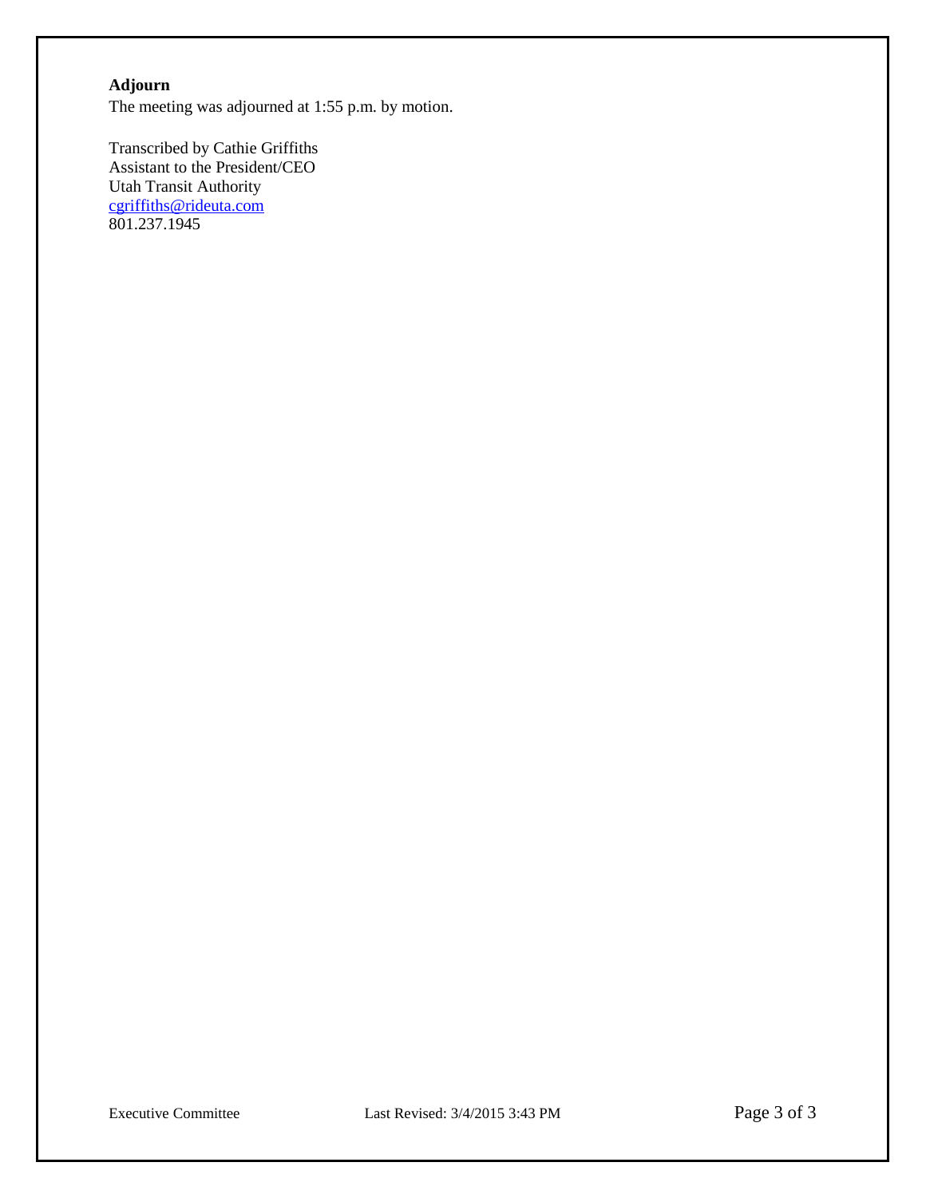**Adjourn**

The meeting was adjourned at 1:55 p.m. by motion.

Transcribed by Cathie Griffiths
Assistant to the President/CEO
Utah Transit Authority
cgriffiths@rideuta.com
801.237.1945